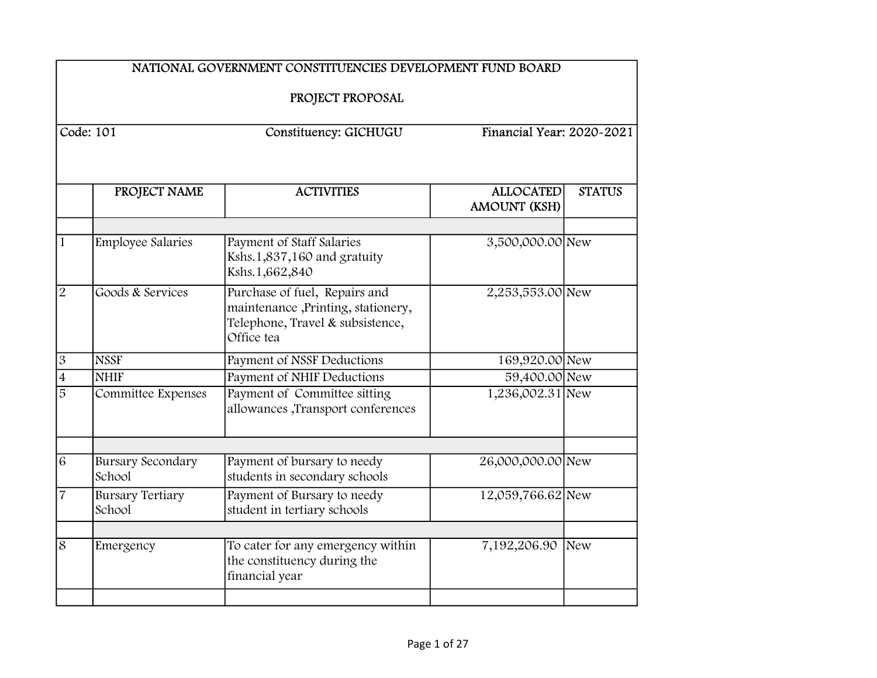# NATIONAL GOVERNMENT CONSTITUENCIES DEVELOPMENT FUND BOARD

## PROJECT PROPOSAL

Code: 101 | Constituency: GICHUGU | Financial Year: 2020-2021

| | PROJECT NAME | ACTIVITIES | ALLOCATED AMOUNT (KSH) | STATUS |
|---|---|---|---|---|
| | | | | |
| 1 | Employee Salaries | Payment of Staff Salaries Kshs.1,837,160 and gratuity Kshs.1,662,840 | 3,500,000.00 | New |
| 2 | Goods & Services | Purchase of fuel, Repairs and maintenance ,Printing, stationery, Telephone, Travel & subsistence, Office tea | 2,253,553.00 | New |
| 3 | NSSF | Payment of NSSF Deductions | 169,920.00 | New |
| 4 | NHIF | Payment of NHIF Deductions | 59,400.00 | New |
| 5 | Committee Expenses | Payment of Committee sitting allowances ,Transport conferences | 1,236,002.31 | New |
| | | | | |
| 6 | Bursary Secondary School | Payment of bursary to needy students in secondary schools | 26,000,000.00 | New |
| 7 | Bursary Tertiary School | Payment of Bursary to needy student in tertiary schools | 12,059,766.62 | New |
| | | | | |
| 8 | Emergency | To cater for any emergency within the constituency during the financial year | 7,192,206.90 | New |
| | | | | |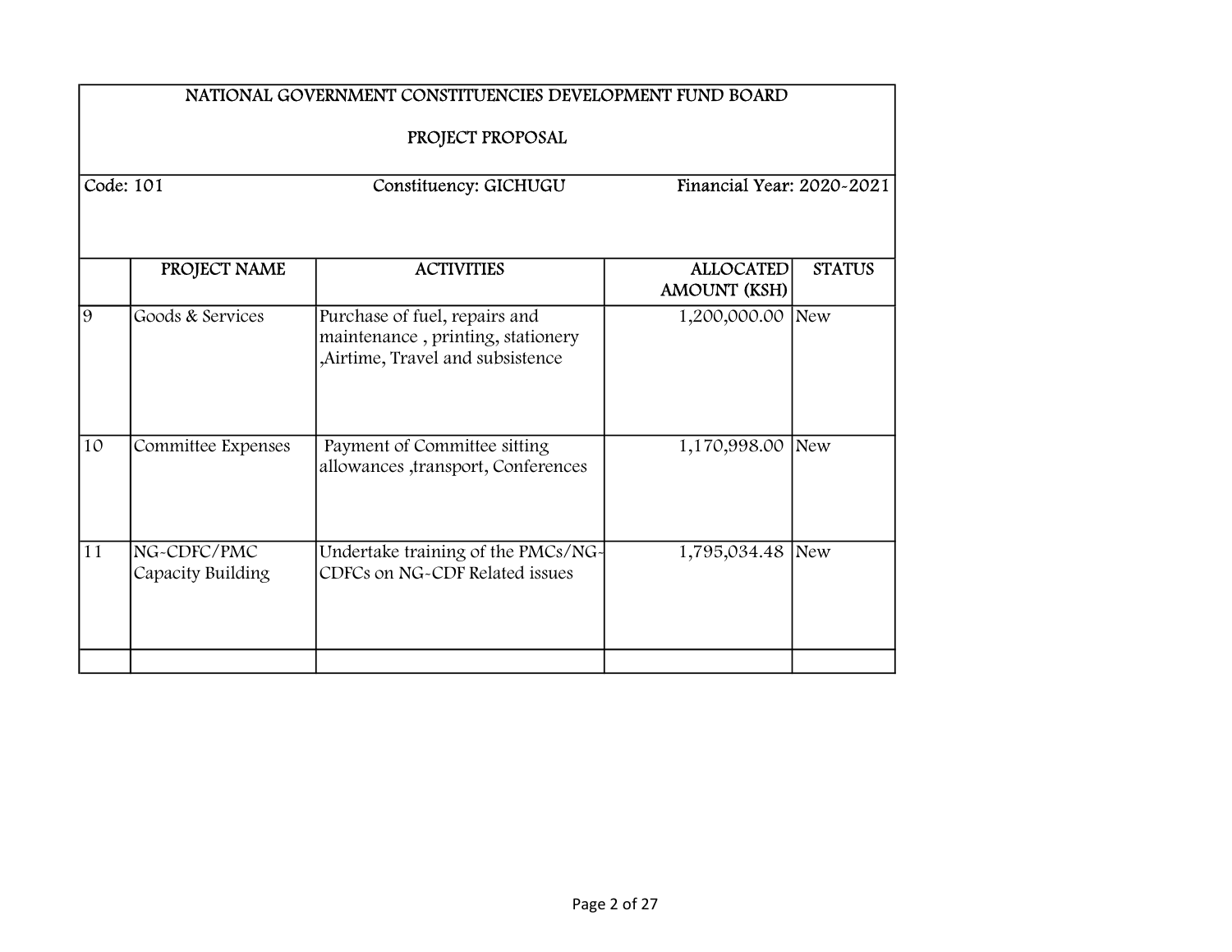| NATIONAL GOVERNMENT CONSTITUENCIES DEVELOPMENT FUND BOARD<br>PROJECT PROPOSAL | | | | |
|---|---|---|---|---|
| Code: 101 | | Constituency: GICHUGU | Financial Year: 2020-2021 | |
| | PROJECT NAME | ACTIVITIES | ALLOCATED AMOUNT (KSH) | STATUS |
| 9 | Goods & Services | Purchase of fuel, repairs and maintenance , printing, stationery ,Airtime, Travel and subsistence | 1,200,000.00 | New |
| 10 | Committee Expenses | Payment of Committee sitting allowances ,transport, Conferences | 1,170,998.00 | New |
| 11 | NG-CDFC/PMC Capacity Building | Undertake training of the PMCs/NG-CDFCs on NG-CDF Related issues | 1,795,034.48 | New |
| | | | | |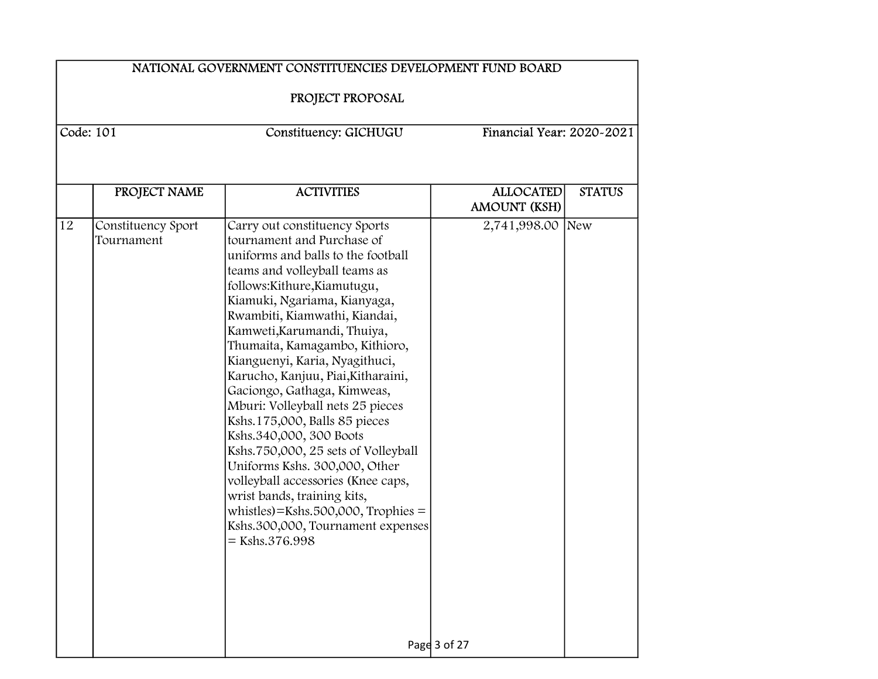NATIONAL GOVERNMENT CONSTITUENCIES DEVELOPMENT FUND BOARD

PROJECT PROPOSAL

Code: 101 Constituency: GICHUGU Financial Year: 2020-2021

| | PROJECT NAME | ACTIVITIES | ALLOCATED AMOUNT (KSH) | STATUS |
|---|---|---|---|---|
| 12 | Constituency Sport Tournament | Carry out constituency Sports tournament and Purchase of uniforms and balls to the football teams and volleyball teams as follows:Kithure,Kiamutugu, Kiamuki, Ngariama, Kianyaga, Rwambiti, Kiamwathi, Kiandai, Kamweti,Karumandi, Thuiya, Thumaita, Kamagambo, Kithioro, Kianguenyi, Karia, Nyagithuci, Karucho, Kanjuu, Piai,Kitharaini, Gaciongo, Gathaga, Kimweas, Mburi: Volleyball nets 25 pieces Kshs.175,000, Balls 85 pieces Kshs.340,000, 300 Boots Kshs.750,000, 25 sets of Volleyball Uniforms Kshs. 300,000, Other volleyball accessories (Knee caps, wrist bands, training kits, whistles)=Kshs.500,000, Trophies = Kshs.300,000, Tournament expenses = Kshs.376.998 | 2,741,998.00 | New |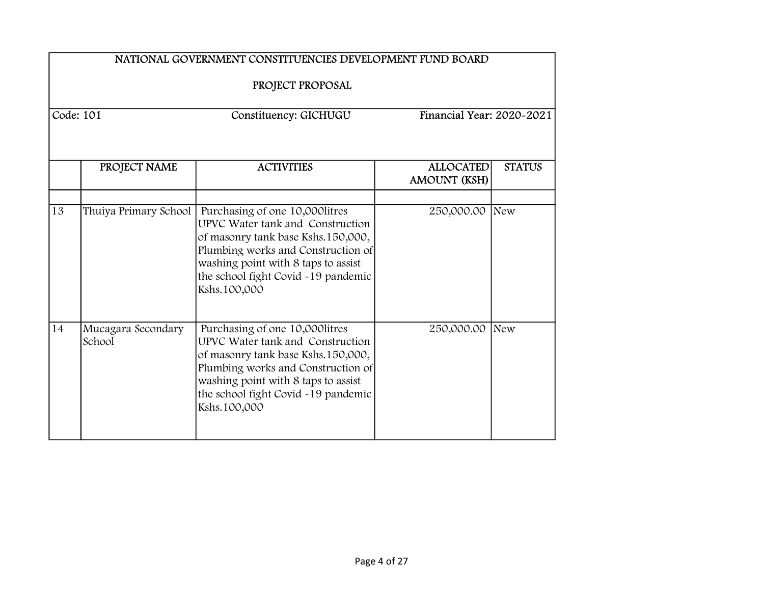# NATIONAL GOVERNMENT CONSTITUENCIES DEVELOPMENT FUND BOARD

## PROJECT PROPOSAL

Code: 101 | Constituency: GICHUGU | Financial Year: 2020-2021

| | PROJECT NAME | ACTIVITIES | ALLOCATED AMOUNT (KSH) | STATUS |
|---|---|---|---|---|
| | | | | |
| 13 | Thuiya Primary School | Purchasing of one 10,000litres UPVC Water tank and Construction of masonry tank base Kshs.150,000, Plumbing works and Construction of washing point with 8 taps to assist the school fight Covid -19 pandemic Kshs.100,000 | 250,000.00 | New |
| 14 | Mucagara Secondary School | Purchasing of one 10,000litres UPVC Water tank and Construction of masonry tank base Kshs.150,000, Plumbing works and Construction of washing point with 8 taps to assist the school fight Covid -19 pandemic Kshs.100,000 | 250,000.00 | New |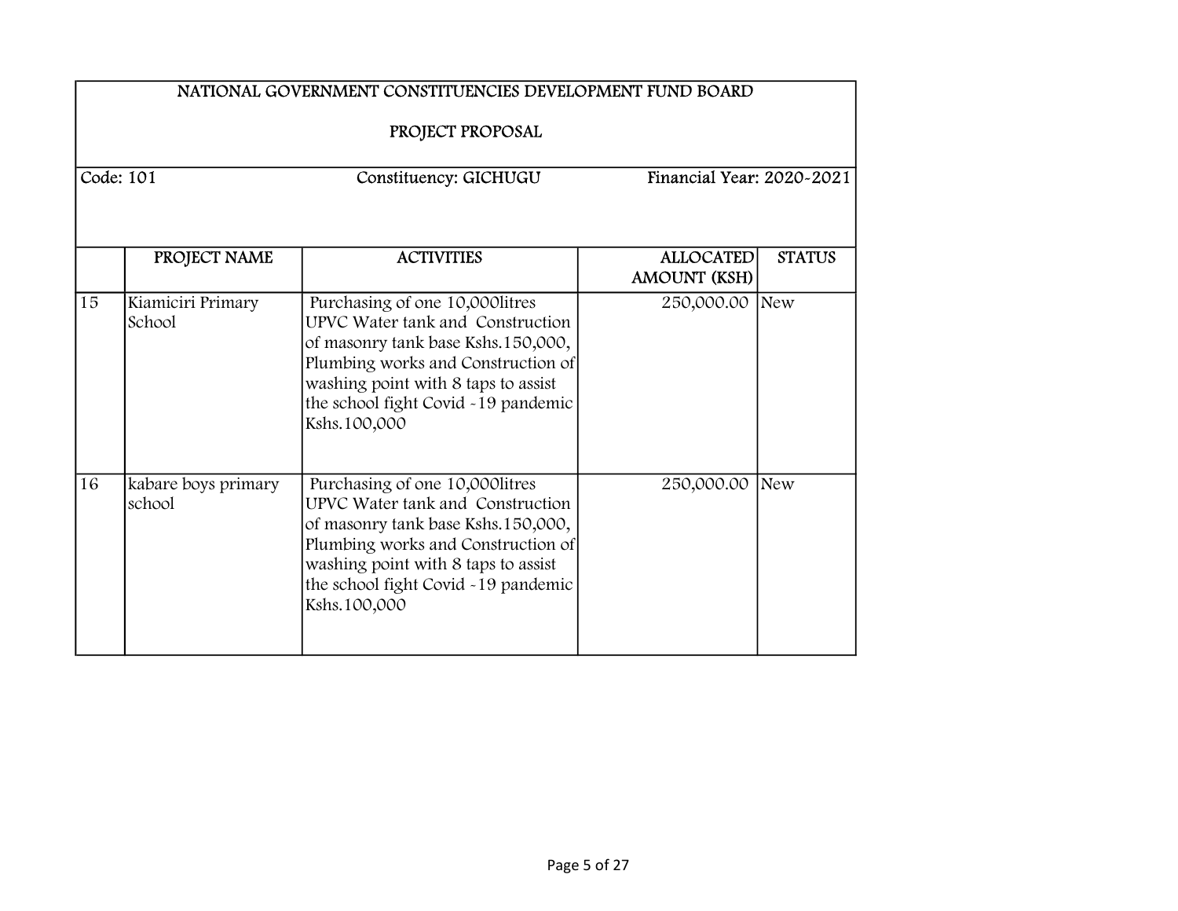NATIONAL GOVERNMENT CONSTITUENCIES DEVELOPMENT FUND BOARD

PROJECT PROPOSAL

Code: 101 | Constituency: GICHUGU | Financial Year: 2020-2021

| | PROJECT NAME | ACTIVITIES | ALLOCATED AMOUNT (KSH) | STATUS |
|---|---|---|---|---|
| 15 | Kiamiciri Primary School | Purchasing of one 10,000litres UPVC Water tank and Construction of masonry tank base Kshs.150,000, Plumbing works and Construction of washing point with 8 taps to assist the school fight Covid -19 pandemic Kshs.100,000 | 250,000.00 | New |
| 16 | kabare boys primary school | Purchasing of one 10,000litres UPVC Water tank and Construction of masonry tank base Kshs.150,000, Plumbing works and Construction of washing point with 8 taps to assist the school fight Covid -19 pandemic Kshs.100,000 | 250,000.00 | New |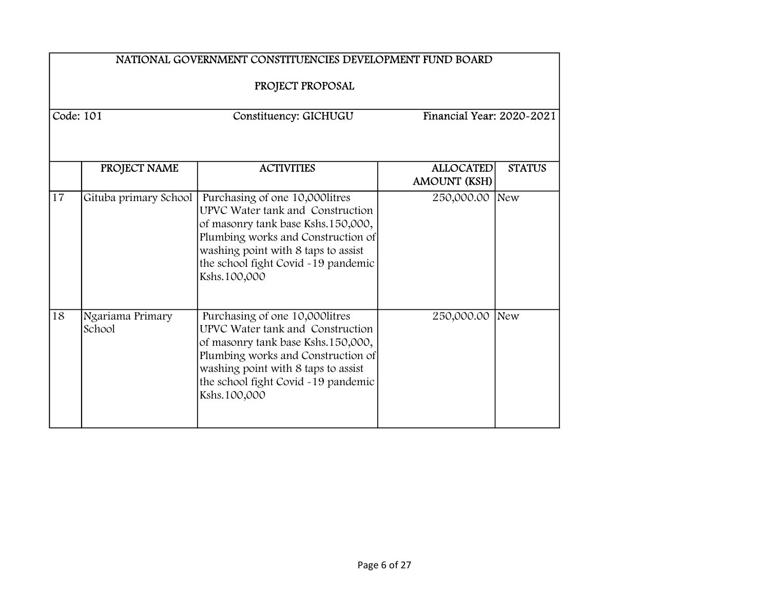## NATIONAL GOVERNMENT CONSTITUENCIES DEVELOPMENT FUND BOARD

## PROJECT PROPOSAL

Code: 101 | Constituency: GICHUGU | Financial Year: 2020-2021

| | PROJECT NAME | ACTIVITIES | ALLOCATED AMOUNT (KSH) | STATUS |
|---|---|---|---|---|
| 17 | Gituba primary School | Purchasing of one 10,000litres UPVC Water tank and Construction of masonry tank base Kshs.150,000, Plumbing works and Construction of washing point with 8 taps to assist the school fight Covid -19 pandemic Kshs.100,000 | 250,000.00 | New |
| 18 | Ngariama Primary School | Purchasing of one 10,000litres UPVC Water tank and Construction of masonry tank base Kshs.150,000, Plumbing works and Construction of washing point with 8 taps to assist the school fight Covid -19 pandemic Kshs.100,000 | 250,000.00 | New |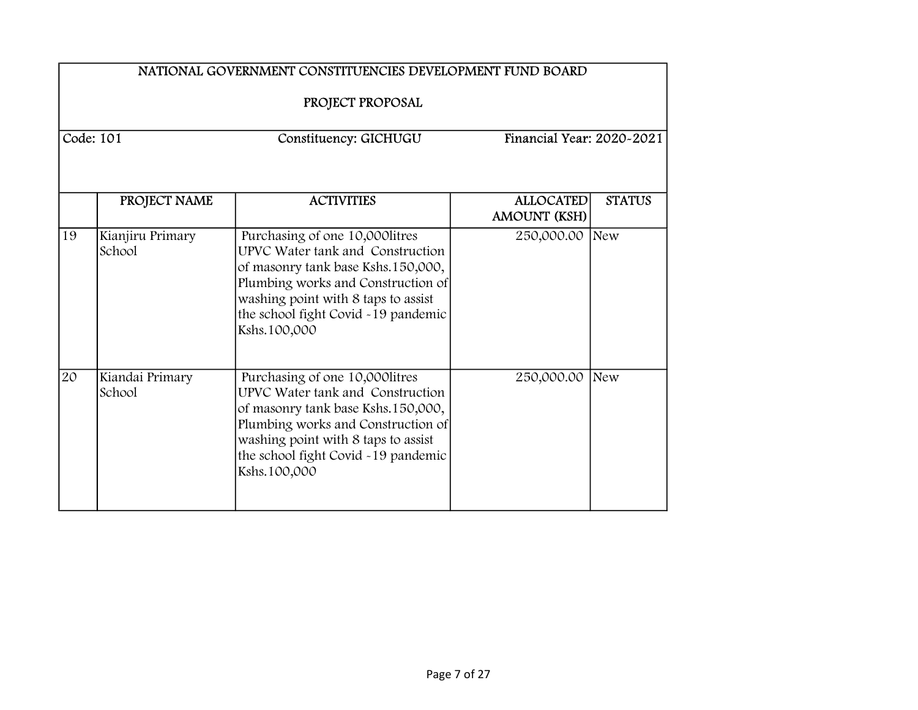# NATIONAL GOVERNMENT CONSTITUENCIES DEVELOPMENT FUND BOARD

## PROJECT PROPOSAL

Code: 101 | Constituency: GICHUGU | Financial Year: 2020-2021

| | PROJECT NAME | ACTIVITIES | ALLOCATED AMOUNT (KSH) | STATUS |
|---|---|---|---|---|
| 19 | Kianjiru Primary School | Purchasing of one 10,000litres UPVC Water tank and Construction of masonry tank base Kshs.150,000, Plumbing works and Construction of washing point with 8 taps to assist the school fight Covid -19 pandemic Kshs.100,000 | 250,000.00 | New |
| 20 | Kiandai Primary School | Purchasing of one 10,000litres UPVC Water tank and Construction of masonry tank base Kshs.150,000, Plumbing works and Construction of washing point with 8 taps to assist the school fight Covid -19 pandemic Kshs.100,000 | 250,000.00 | New |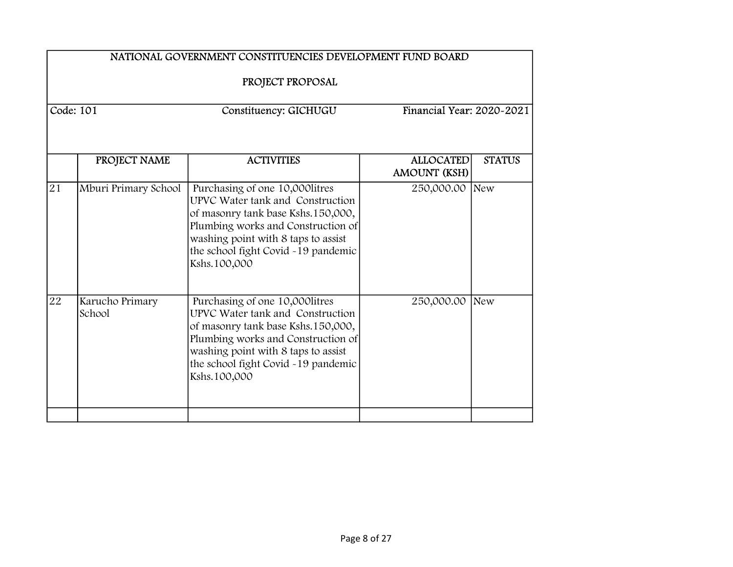## NATIONAL GOVERNMENT CONSTITUENCIES DEVELOPMENT FUND BOARD

### PROJECT PROPOSAL

Code: 101 | Constituency: GICHUGU | Financial Year: 2020-2021

| | PROJECT NAME | ACTIVITIES | ALLOCATED AMOUNT (KSH) | STATUS |
|---|---|---|---|---|
| 21 | Mburi Primary School | Purchasing of one 10,000litres UPVC Water tank and Construction of masonry tank base Kshs.150,000, Plumbing works and Construction of washing point with 8 taps to assist the school fight Covid -19 pandemic Kshs.100,000 | 250,000.00 | New |
| 22 | Karucho Primary School | Purchasing of one 10,000litres UPVC Water tank and Construction of masonry tank base Kshs.150,000, Plumbing works and Construction of washing point with 8 taps to assist the school fight Covid -19 pandemic Kshs.100,000 | 250,000.00 | New |
| | | | | |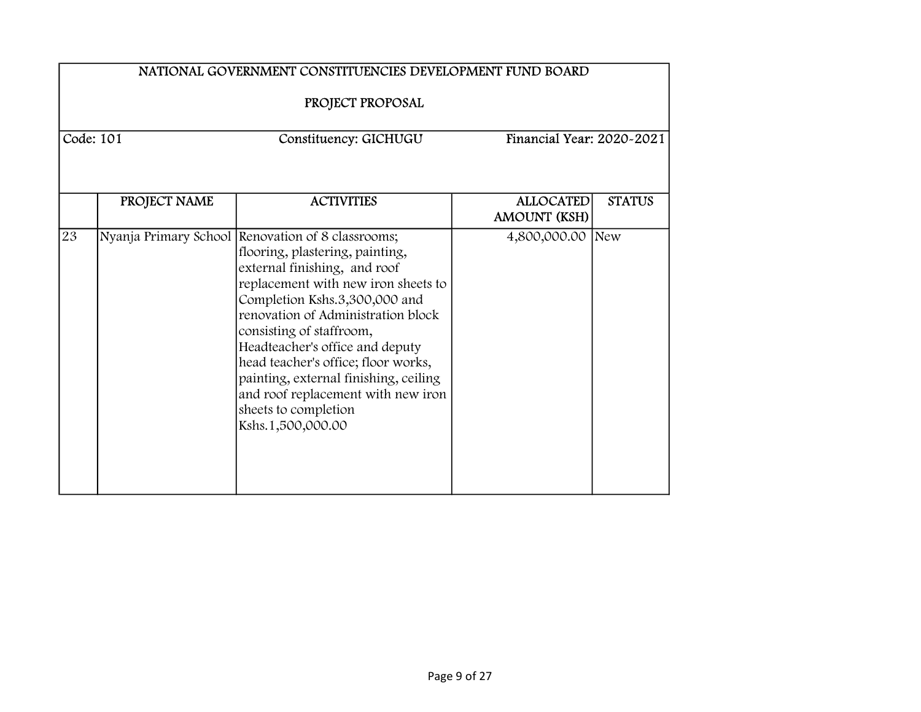NATIONAL GOVERNMENT CONSTITUENCIES DEVELOPMENT FUND BOARD

PROJECT PROPOSAL

Code: 101 | Constituency: GICHUGU | Financial Year: 2020-2021

| | PROJECT NAME | ACTIVITIES | ALLOCATED AMOUNT (KSH) | STATUS |
|---|---|---|---|---|
| 23 | Nyanja Primary School | Renovation of 8 classrooms; flooring, plastering, painting, external finishing, and roof replacement with new iron sheets to Completion Kshs.3,300,000 and renovation of Administration block consisting of staffroom, Headteacher's office and deputy head teacher's office; floor works, painting, external finishing, ceiling and roof replacement with new iron sheets to completion Kshs.1,500,000.00 | 4,800,000.00 | New |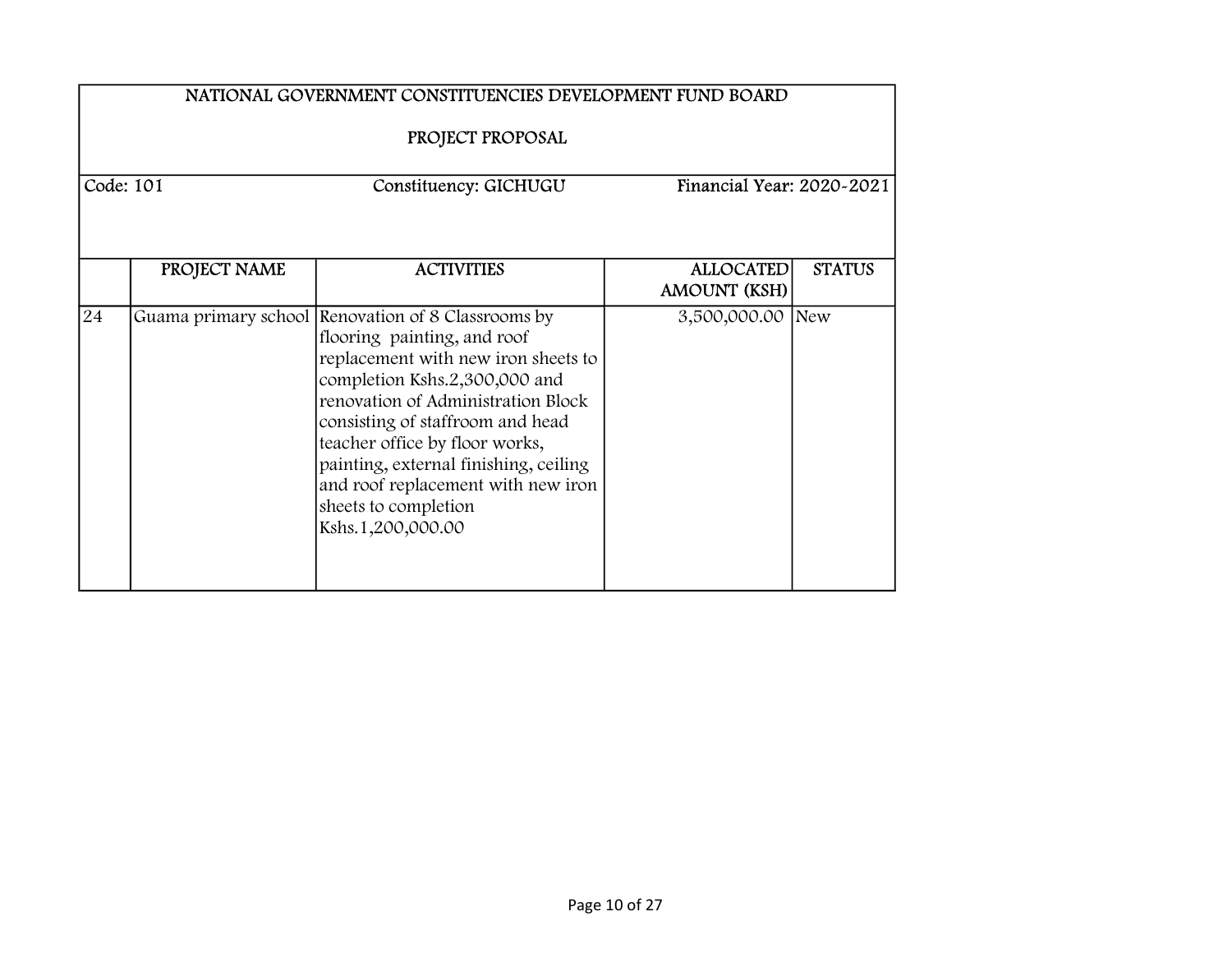# NATIONAL GOVERNMENT CONSTITUENCIES DEVELOPMENT FUND BOARD

## PROJECT PROPOSAL

Code: 101 | Constituency: GICHUGU | Financial Year: 2020-2021

| | PROJECT NAME | ACTIVITIES | ALLOCATED AMOUNT (KSH) | STATUS |
|---|---|---|---|---|
| 24 | Guama primary school | Renovation of 8 Classrooms by flooring painting, and roof replacement with new iron sheets to completion Kshs.2,300,000 and renovation of Administration Block consisting of staffroom and head teacher office by floor works, painting, external finishing, ceiling and roof replacement with new iron sheets to completion Kshs.1,200,000.00 | 3,500,000.00 | New |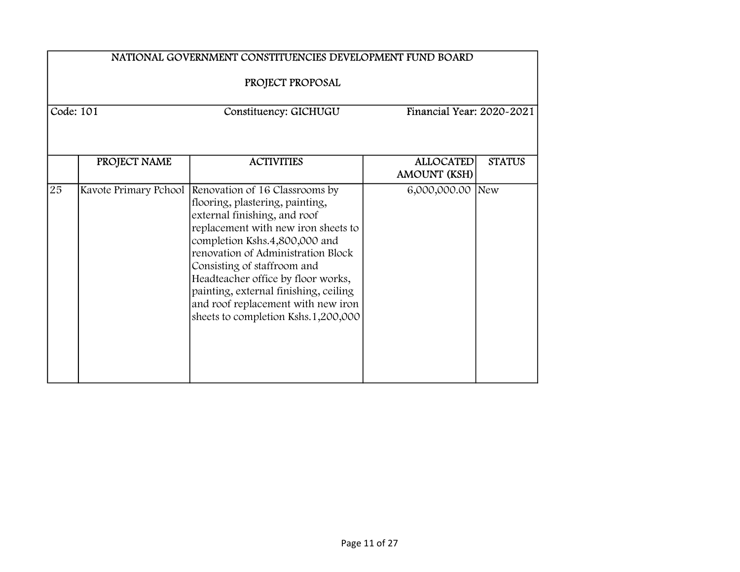NATIONAL GOVERNMENT CONSTITUENCIES DEVELOPMENT FUND BOARD

PROJECT PROPOSAL

Code: 101 | Constituency: GICHUGU | Financial Year: 2020-2021

| | PROJECT NAME | ACTIVITIES | ALLOCATED AMOUNT (KSH) | STATUS |
|---|---|---|---|---|
| 25 | Kavote Primary Pchool | Renovation of 16 Classrooms by flooring, plastering, painting, external finishing, and roof replacement with new iron sheets to completion Kshs.4,800,000 and renovation of Administration Block Consisting of staffroom and Headteacher office by floor works, painting, external finishing, ceiling and roof replacement with new iron sheets to completion Kshs.1,200,000 | 6,000,000.00 | New |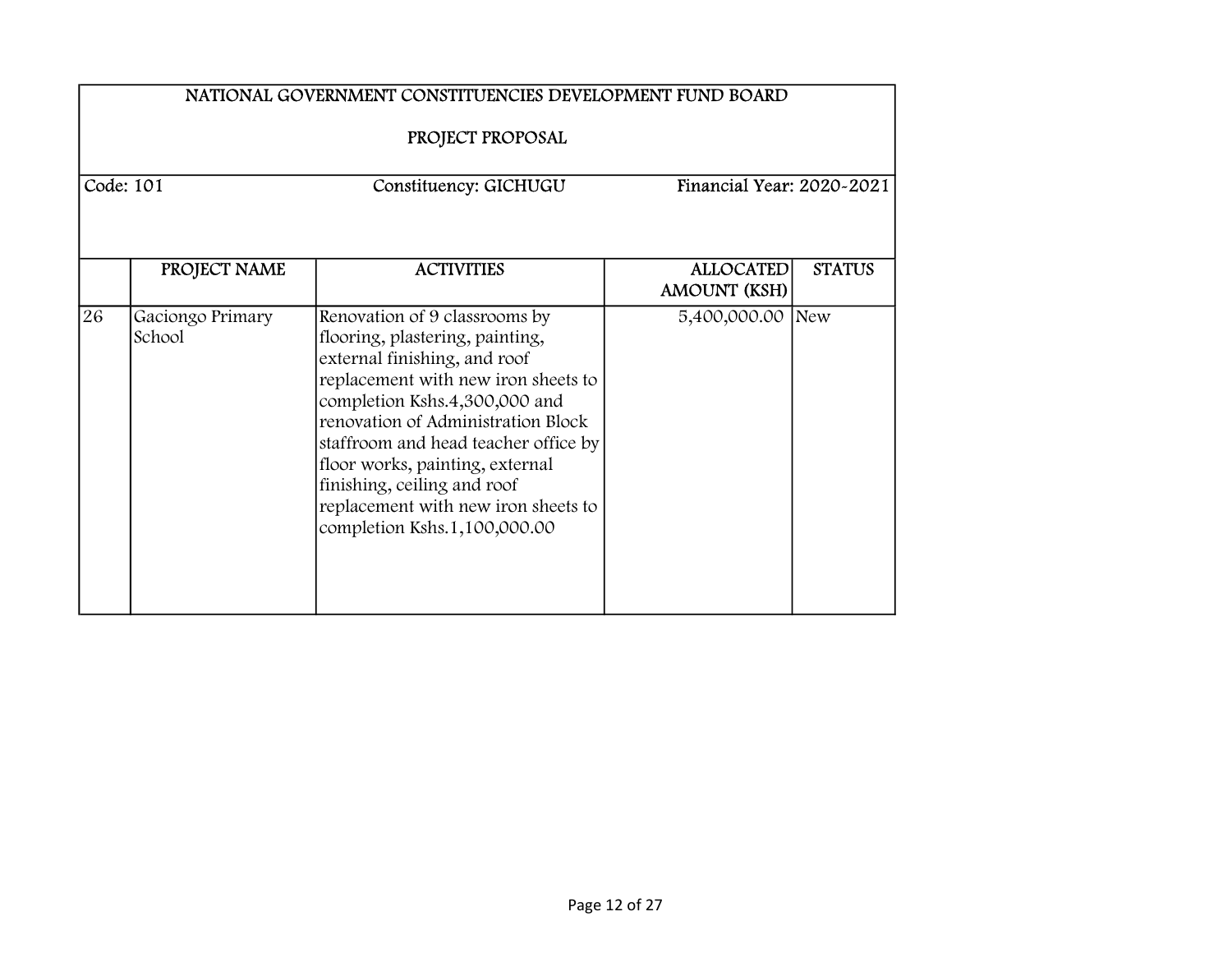NATIONAL GOVERNMENT CONSTITUENCIES DEVELOPMENT FUND BOARD

PROJECT PROPOSAL

Code: 101 | Constituency: GICHUGU | Financial Year: 2020-2021

| | PROJECT NAME | ACTIVITIES | ALLOCATED AMOUNT (KSH) | STATUS |
|---|---|---|---|---|
| 26 | Gaciongo Primary School | Renovation of 9 classrooms by flooring, plastering, painting, external finishing, and roof replacement with new iron sheets to completion Kshs.4,300,000 and renovation of Administration Block staffroom and head teacher office by floor works, painting, external finishing, ceiling and roof replacement with new iron sheets to completion Kshs.1,100,000.00 | 5,400,000.00 | New |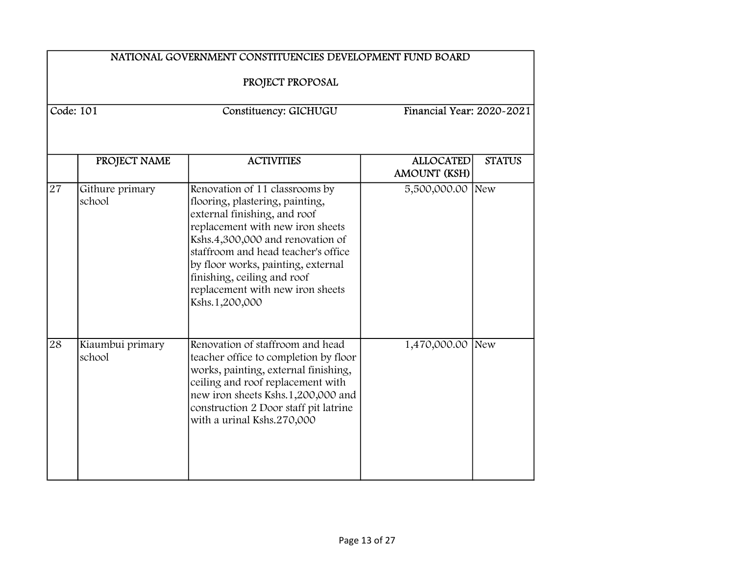NATIONAL GOVERNMENT CONSTITUENCIES DEVELOPMENT FUND BOARD

PROJECT PROPOSAL

Code: 101 | Constituency: GICHUGU | Financial Year: 2020-2021

| | PROJECT NAME | ACTIVITIES | ALLOCATED AMOUNT (KSH) | STATUS |
|---|---|---|---|---|
| 27 | Githure primary school | Renovation of 11 classrooms by flooring, plastering, painting, external finishing, and roof replacement with new iron sheets Kshs.4,300,000 and renovation of staffroom and head teacher's office by floor works, painting, external finishing, ceiling and roof replacement with new iron sheets Kshs.1,200,000 | 5,500,000.00 | New |
| 28 | Kiaumbui primary school | Renovation of staffroom and head teacher office to completion by floor works, painting, external finishing, ceiling and roof replacement with new iron sheets Kshs.1,200,000 and construction 2 Door staff pit latrine with a urinal Kshs.270,000 | 1,470,000.00 | New |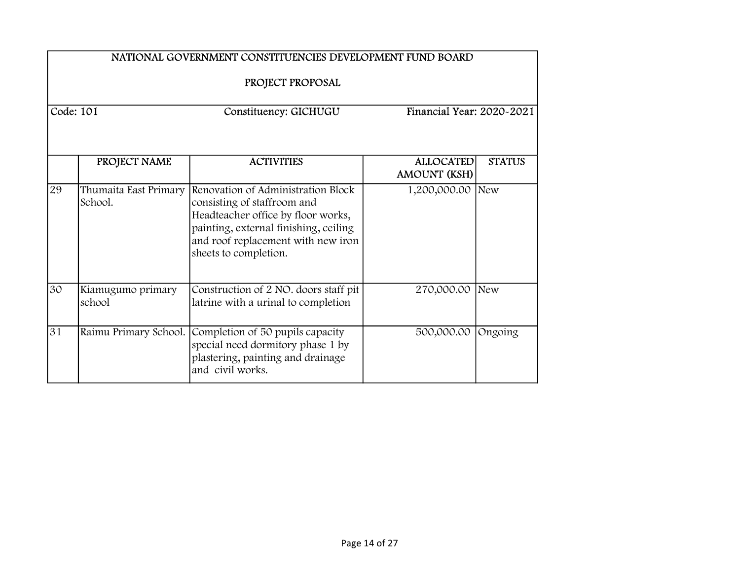NATIONAL GOVERNMENT CONSTITUENCIES DEVELOPMENT FUND BOARD

PROJECT PROPOSAL

Code: 101 | Constituency: GICHUGU | Financial Year: 2020-2021

| | PROJECT NAME | ACTIVITIES | ALLOCATED AMOUNT (KSH) | STATUS |
|---|---|---|---|---|
| 29 | Thumaita East Primary School. | Renovation of Administration Block consisting of staffroom and Headteacher office by floor works, painting, external finishing, ceiling and roof replacement with new iron sheets to completion. | 1,200,000.00 | New |
| 30 | Kiamugumo primary school | Construction of 2 NO. doors staff pit latrine with a urinal to completion | 270,000.00 | New |
| 31 | Raimu Primary School. | Completion of 50 pupils capacity special need dormitory phase 1 by plastering, painting and drainage and civil works. | 500,000.00 | Ongoing |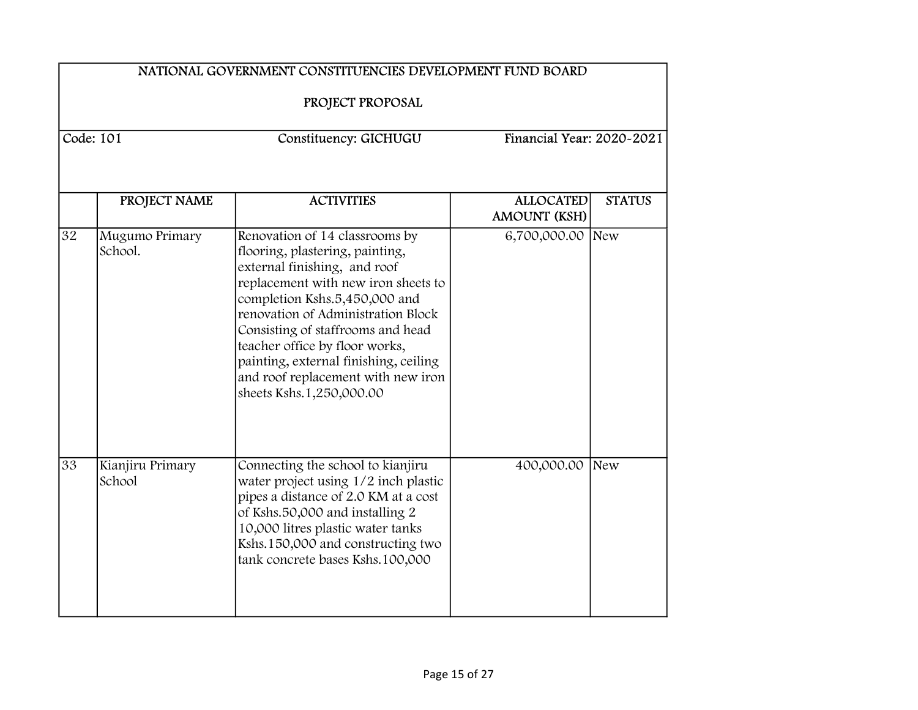## NATIONAL GOVERNMENT CONSTITUENCIES DEVELOPMENT FUND BOARD

### PROJECT PROPOSAL

Code: 101 | Constituency: GICHUGU | Financial Year: 2020-2021

| | PROJECT NAME | ACTIVITIES | ALLOCATED AMOUNT (KSH) | STATUS |
|---|---|---|---|---|
| 32 | Mugumo Primary School. | Renovation of 14 classrooms by flooring, plastering, painting, external finishing, and roof replacement with new iron sheets to completion Kshs.5,450,000 and renovation of Administration Block Consisting of staffrooms and head teacher office by floor works, painting, external finishing, ceiling and roof replacement with new iron sheets Kshs.1,250,000.00 | 6,700,000.00 | New |
| 33 | Kianjiru Primary School | Connecting the school to kianjiru water project using 1/2 inch plastic pipes a distance of 2.0 KM at a cost of Kshs.50,000 and installing 2 10,000 litres plastic water tanks Kshs.150,000 and constructing two tank concrete bases Kshs.100,000 | 400,000.00 | New |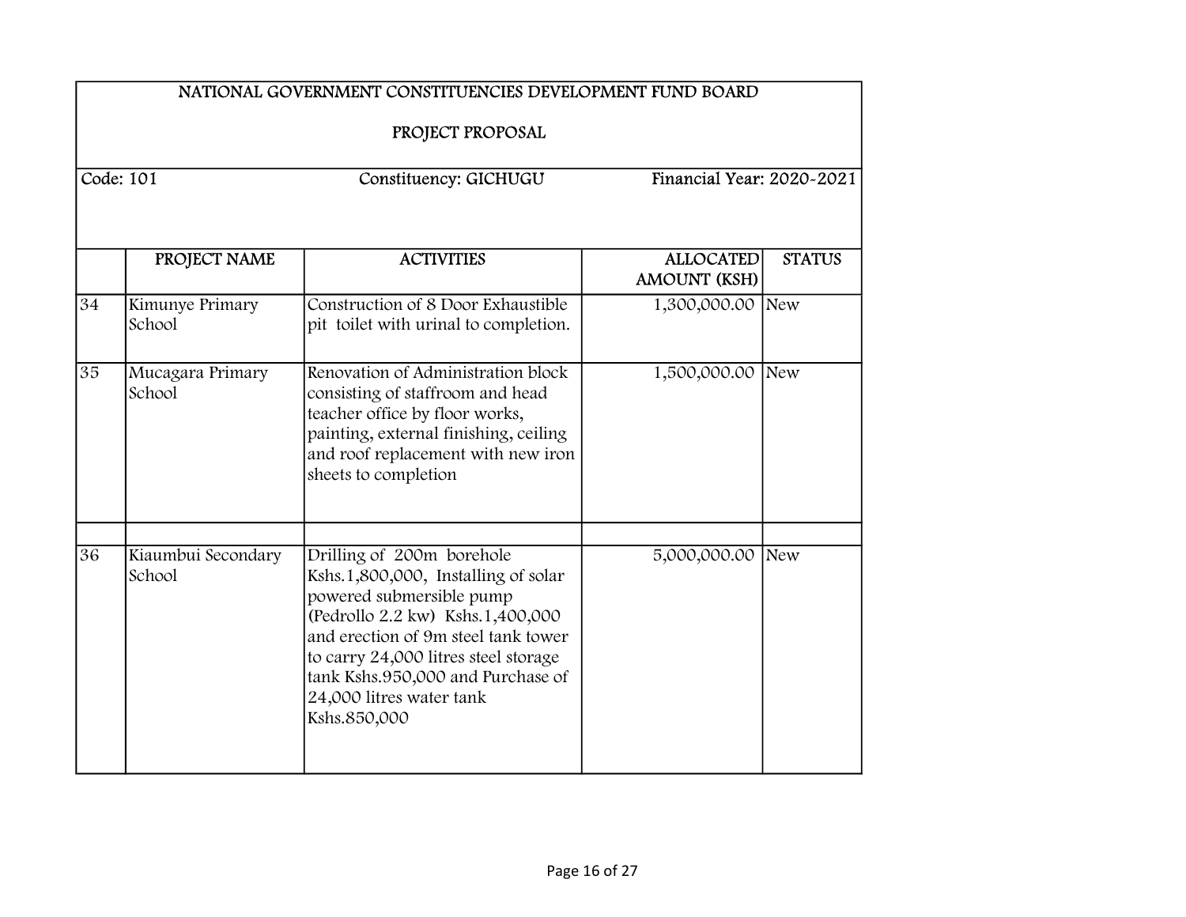# NATIONAL GOVERNMENT CONSTITUENCIES DEVELOPMENT FUND BOARD

## PROJECT PROPOSAL

Code: 101 | Constituency: GICHUGU | Financial Year: 2020-2021

| | PROJECT NAME | ACTIVITIES | ALLOCATED AMOUNT (KSH) | STATUS |
|---|---|---|---|---|
| 34 | Kimunye Primary School | Construction of 8 Door Exhaustible pit toilet with urinal to completion. | 1,300,000.00 | New |
| 35 | Mucagara Primary School | Renovation of Administration block consisting of staffroom and head teacher office by floor works, painting, external finishing, ceiling and roof replacement with new iron sheets to completion | 1,500,000.00 | New |
| | | | | |
| 36 | Kiaumbui Secondary School | Drilling of 200m borehole Kshs.1,800,000, Installing of solar powered submersible pump (Pedrollo 2.2 kw) Kshs.1,400,000 and erection of 9m steel tank tower to carry 24,000 litres steel storage tank Kshs.950,000 and Purchase of 24,000 litres water tank Kshs.850,000 | 5,000,000.00 | New |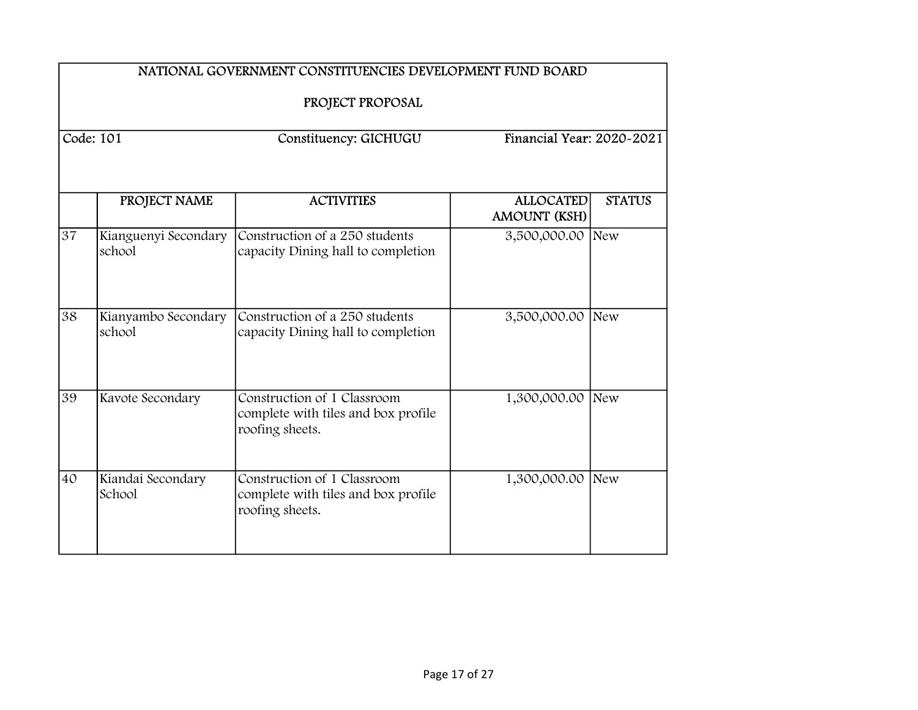| NATIONAL GOVERNMENT CONSTITUENCIES DEVELOPMENT FUND BOARD<br><br>PROJECT PROPOSAL | | | | |
|---|---|---|---|---|
| Code: 101 | | Constituency: GICHUGU | Financial Year: 2020-2021 | |
| | PROJECT NAME | ACTIVITIES | ALLOCATED AMOUNT (KSH) | STATUS |
| 37 | Kianguenyi Secondary school | Construction of a 250 students capacity Dining hall to completion | 3,500,000.00 | New |
| 38 | Kianyambo Secondary school | Construction of a 250 students capacity Dining hall to completion | 3,500,000.00 | New |
| 39 | Kavote Secondary | Construction of 1 Classroom complete with tiles and box profile roofing sheets. | 1,300,000.00 | New |
| 40 | Kiandai Secondary School | Construction of 1 Classroom complete with tiles and box profile roofing sheets. | 1,300,000.00 | New |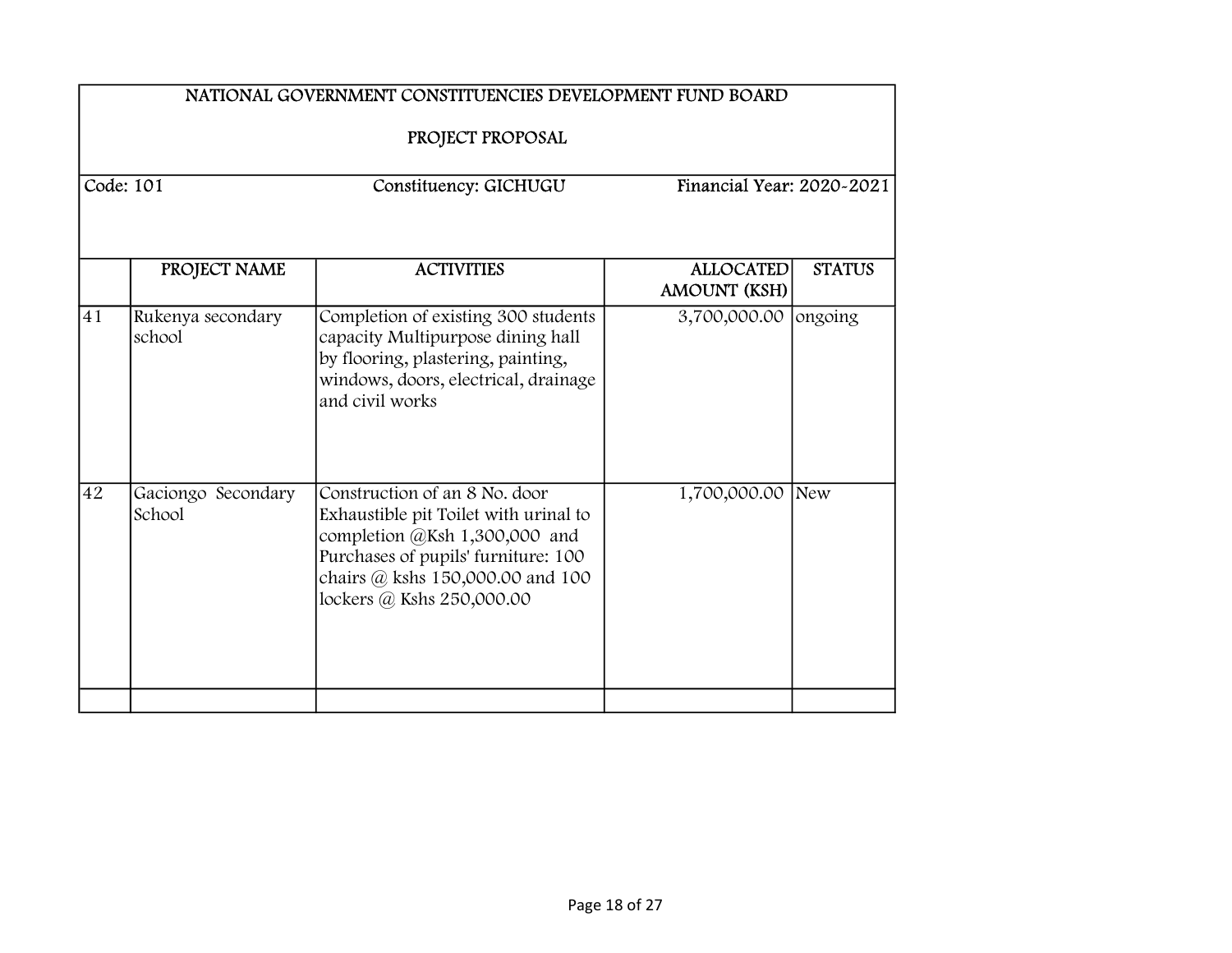# NATIONAL GOVERNMENT CONSTITUENCIES DEVELOPMENT FUND BOARD

## PROJECT PROPOSAL

Code: 101 | Constituency: GICHUGU | Financial Year: 2020-2021

| | PROJECT NAME | ACTIVITIES | ALLOCATED AMOUNT (KSH) | STATUS |
|---|---|---|---|---|
| 41 | Rukenya secondary school | Completion of existing 300 students capacity Multipurpose dining hall by flooring, plastering, painting, windows, doors, electrical, drainage and civil works | 3,700,000.00 | ongoing |
| 42 | Gaciongo Secondary School | Construction of an 8 No. door Exhaustible pit Toilet with urinal to completion @Ksh 1,300,000 and Purchases of pupils' furniture: 100 chairs @ kshs 150,000.00 and 100 lockers @ Kshs 250,000.00 | 1,700,000.00 | New |
| | | | | |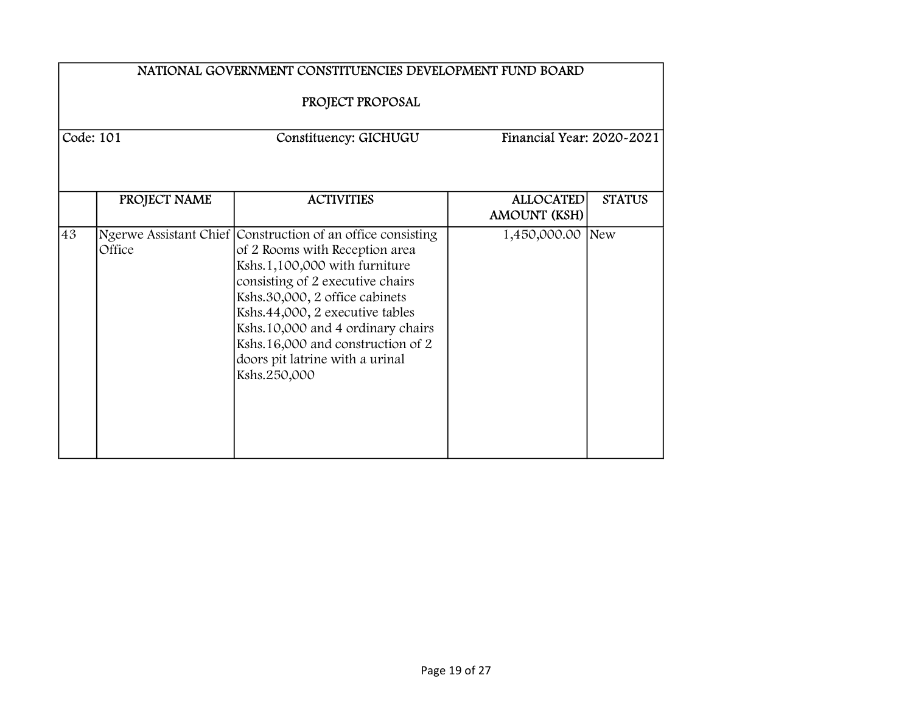# NATIONAL GOVERNMENT CONSTITUENCIES DEVELOPMENT FUND BOARD

## PROJECT PROPOSAL

Code: 101 | Constituency: GICHUGU | Financial Year: 2020-2021

| | PROJECT NAME | ACTIVITIES | ALLOCATED AMOUNT (KSH) | STATUS |
|---|---|---|---|---|
| 43 | Ngerwe Assistant Chief Office | Construction of an office consisting of 2 Rooms with Reception area Kshs.1,100,000 with furniture consisting of 2 executive chairs Kshs.30,000, 2 office cabinets Kshs.44,000, 2 executive tables Kshs.10,000 and 4 ordinary chairs Kshs.16,000 and construction of 2 doors pit latrine with a urinal Kshs.250,000 | 1,450,000.00 | New |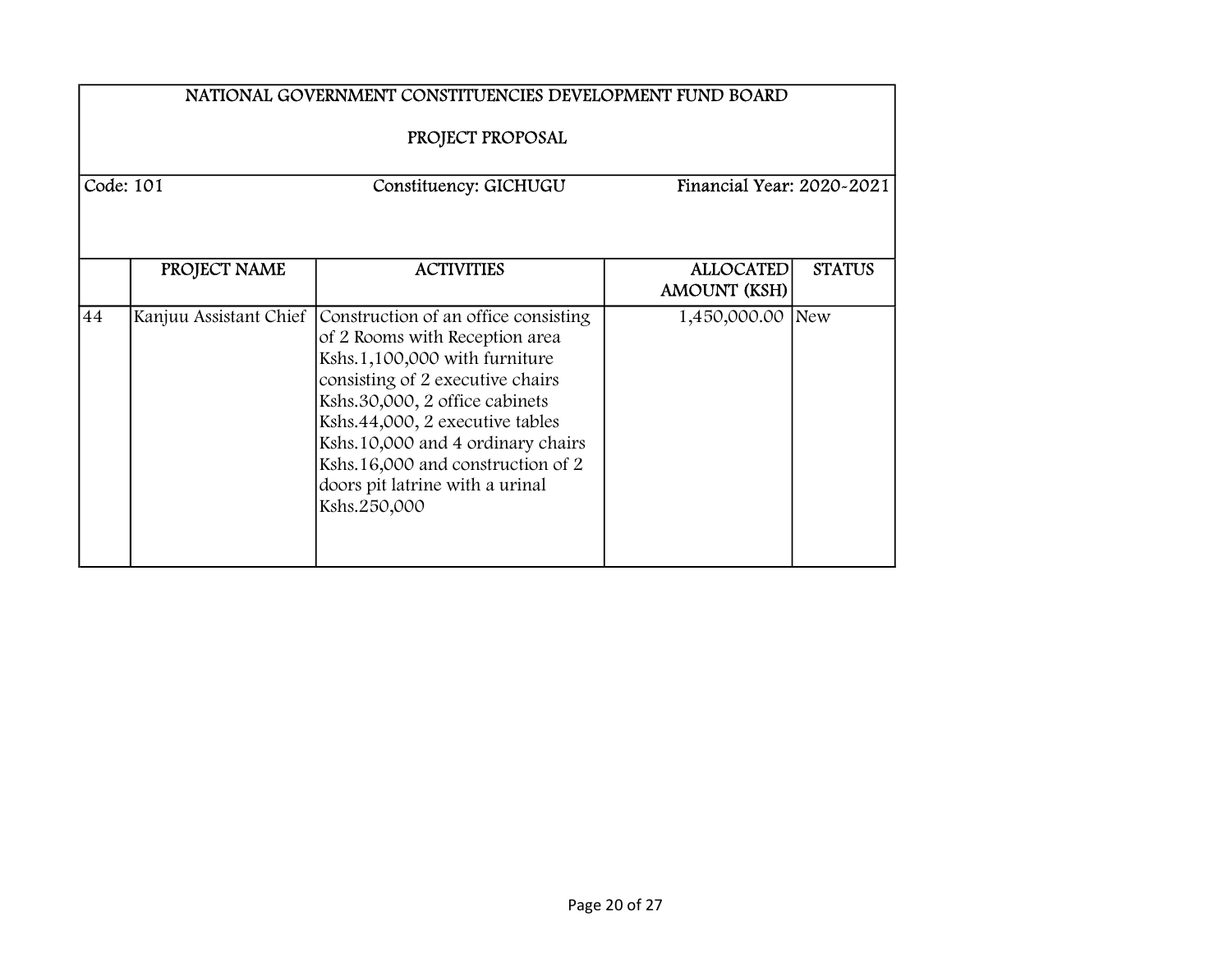# NATIONAL GOVERNMENT CONSTITUENCIES DEVELOPMENT FUND BOARD

## PROJECT PROPOSAL

Code: 101 | Constituency: GICHUGU | Financial Year: 2020-2021

| | PROJECT NAME | ACTIVITIES | ALLOCATED AMOUNT (KSH) | STATUS |
|---|---|---|---|---|
| 44 | Kanjuu Assistant Chief | Construction of an office consisting of 2 Rooms with Reception area Kshs.1,100,000 with furniture consisting of 2 executive chairs Kshs.30,000, 2 office cabinets Kshs.44,000, 2 executive tables Kshs.10,000 and 4 ordinary chairs Kshs.16,000 and construction of 2 doors pit latrine with a urinal Kshs.250,000 | 1,450,000.00 | New |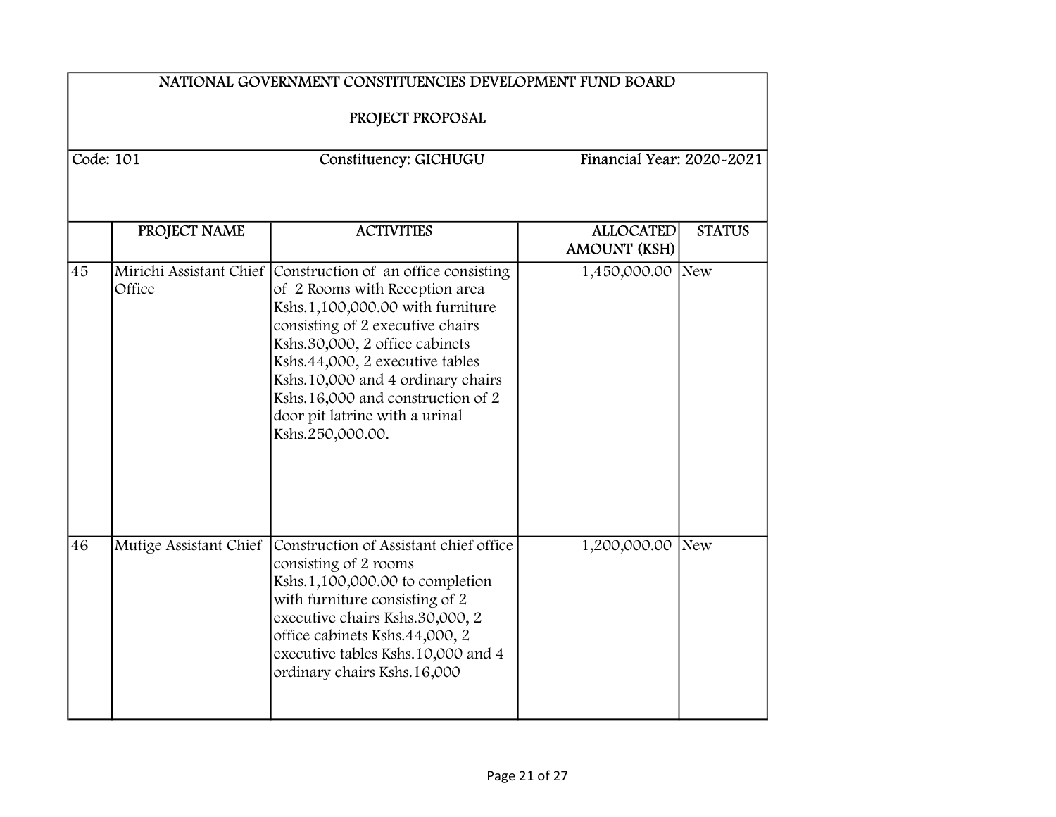| NATIONAL GOVERNMENT CONSTITUENCIES DEVELOPMENT FUND BOARD | | | | |
|---|---|---|---|---|
| PROJECT PROPOSAL | | | | |
| Code: 101 | | Constituency: GICHUGU | Financial Year: 2020-2021 | |
| | PROJECT NAME | ACTIVITIES | ALLOCATED AMOUNT (KSH) | STATUS |
| 45 | Mirichi Assistant Chief Office | Construction of an office consisting of 2 Rooms with Reception area Kshs.1,100,000.00 with furniture consisting of 2 executive chairs Kshs.30,000, 2 office cabinets Kshs.44,000, 2 executive tables Kshs.10,000 and 4 ordinary chairs Kshs.16,000 and construction of 2 door pit latrine with a urinal Kshs.250,000.00. | 1,450,000.00 | New |
| 46 | Mutige Assistant Chief | Construction of Assistant chief office consisting of 2 rooms Kshs.1,100,000.00 to completion with furniture consisting of 2 executive chairs Kshs.30,000, 2 office cabinets Kshs.44,000, 2 executive tables Kshs.10,000 and 4 ordinary chairs Kshs.16,000 | 1,200,000.00 | New |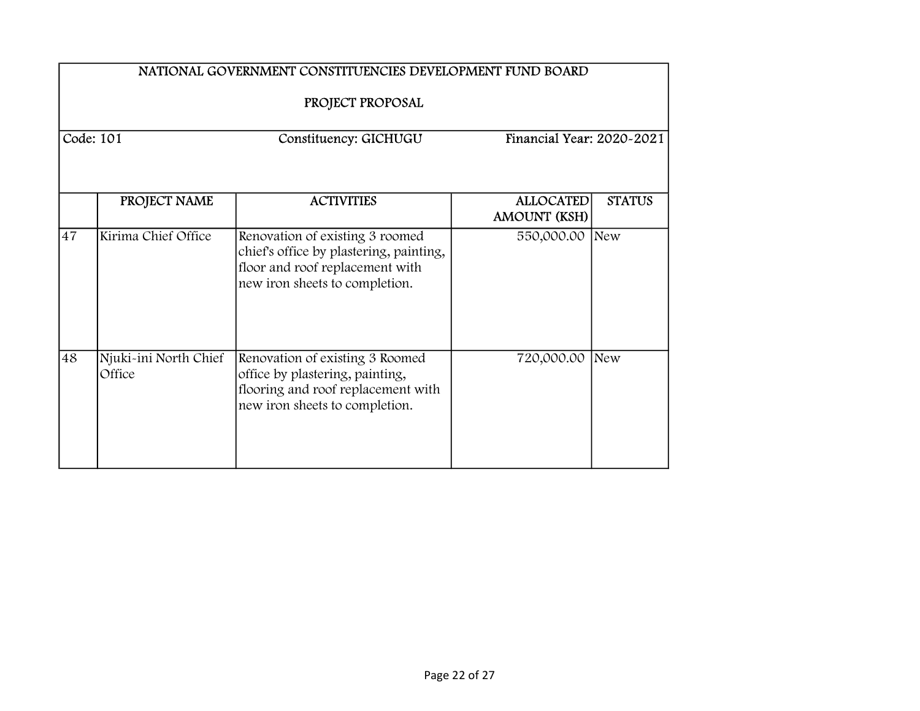NATIONAL GOVERNMENT CONSTITUENCIES DEVELOPMENT FUND BOARD

PROJECT PROPOSAL

Code: 101 | Constituency: GICHUGU | Financial Year: 2020-2021

| | PROJECT NAME | ACTIVITIES | ALLOCATED AMOUNT (KSH) | STATUS |
|---|---|---|---|---|
| 47 | Kirima Chief Office | Renovation of existing 3 roomed chief's office by plastering, painting, floor and roof replacement with new iron sheets to completion. | 550,000.00 | New |
| 48 | Njuki-ini North Chief Office | Renovation of existing 3 Roomed office by plastering, painting, flooring and roof replacement with new iron sheets to completion. | 720,000.00 | New |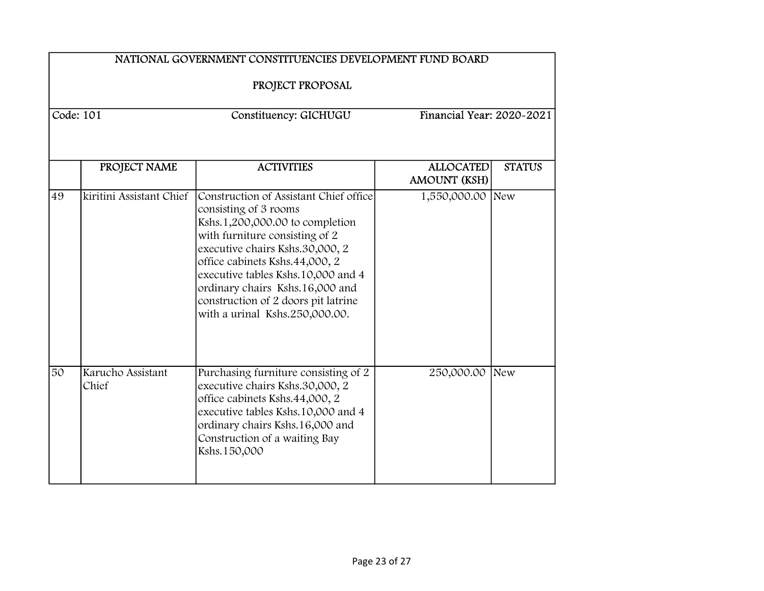# NATIONAL GOVERNMENT CONSTITUENCIES DEVELOPMENT FUND BOARD

## PROJECT PROPOSAL

Code: 101 | Constituency: GICHUGU | Financial Year: 2020-2021

| | PROJECT NAME | ACTIVITIES | ALLOCATED AMOUNT (KSH) | STATUS |
|---|---|---|---|---|
| 49 | kiritini Assistant Chief | Construction of Assistant Chief office consisting of 3 rooms Kshs.1,200,000.00 to completion with furniture consisting of 2 executive chairs Kshs.30,000, 2 office cabinets Kshs.44,000, 2 executive tables Kshs.10,000 and 4 ordinary chairs Kshs.16,000 and construction of 2 doors pit latrine with a urinal Kshs.250,000.00. | 1,550,000.00 | New |
| 50 | Karucho Assistant Chief | Purchasing furniture consisting of 2 executive chairs Kshs.30,000, 2 office cabinets Kshs.44,000, 2 executive tables Kshs.10,000 and 4 ordinary chairs Kshs.16,000 and Construction of a waiting Bay Kshs.150,000 | 250,000.00 | New |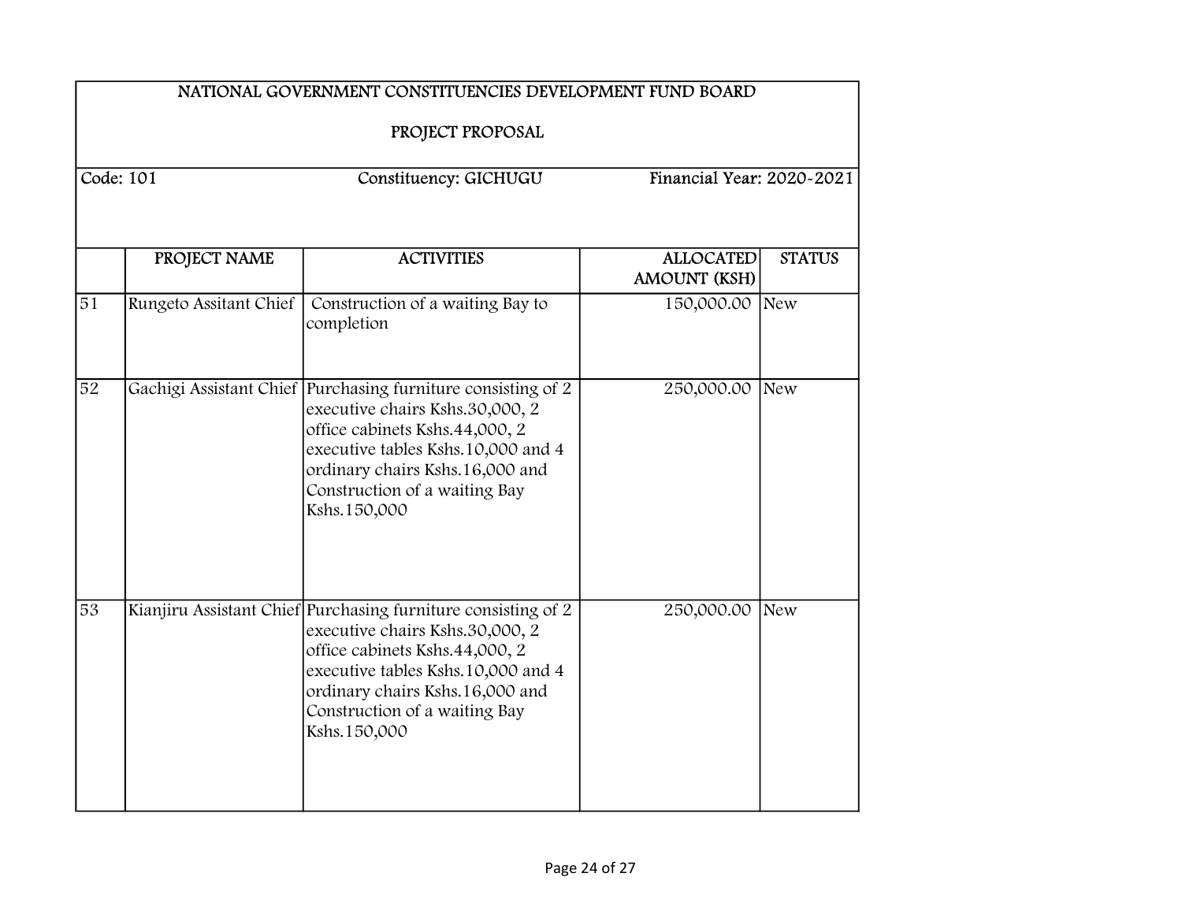NATIONAL GOVERNMENT CONSTITUENCIES DEVELOPMENT FUND BOARD

PROJECT PROPOSAL

Code: 101 | Constituency: GICHUGU | Financial Year: 2020-2021

| | PROJECT NAME | ACTIVITIES | ALLOCATED AMOUNT (KSH) | STATUS |
|---|---|---|---|---|
| 51 | Rungeto Assitant Chief | Construction of a waiting Bay to completion | 150,000.00 | New |
| 52 | Gachigi Assistant Chief | Purchasing furniture consisting of 2 executive chairs Kshs.30,000, 2 office cabinets Kshs.44,000, 2 executive tables Kshs.10,000 and 4 ordinary chairs Kshs.16,000 and Construction of a waiting Bay Kshs.150,000 | 250,000.00 | New |
| 53 | Kianjiru Assistant Chief | Purchasing furniture consisting of 2 executive chairs Kshs.30,000, 2 office cabinets Kshs.44,000, 2 executive tables Kshs.10,000 and 4 ordinary chairs Kshs.16,000 and Construction of a waiting Bay Kshs.150,000 | 250,000.00 | New |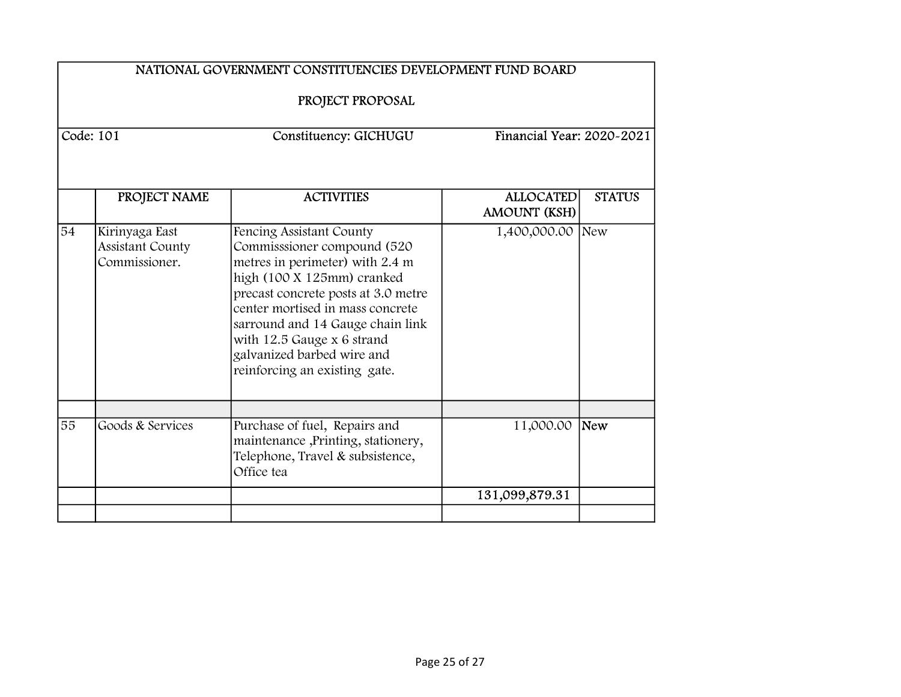# NATIONAL GOVERNMENT CONSTITUENCIES DEVELOPMENT FUND BOARD

## PROJECT PROPOSAL

Code: 101 | Constituency: GICHUGU | Financial Year: 2020-2021

| | PROJECT NAME | ACTIVITIES | ALLOCATED AMOUNT (KSH) | STATUS |
|---|---|---|---|---|
| 54 | Kirinyaga East Assistant County Commissioner. | Fencing Assistant County Commisssioner compound (520 metres in perimeter) with 2.4 m high (100 X 125mm) cranked precast concrete posts at 3.0 metre center mortised in mass concrete sarround and 14 Gauge chain link with 12.5 Gauge x 6 strand galvanized barbed wire and reinforcing an existing gate. | 1,400,000.00 | New |
| | | | | |
| 55 | Goods & Services | Purchase of fuel, Repairs and maintenance ,Printing, stationery, Telephone, Travel & subsistence, Office tea | 11,000.00 | New |
| | | | 131,099,879.31 | |
| | | | | |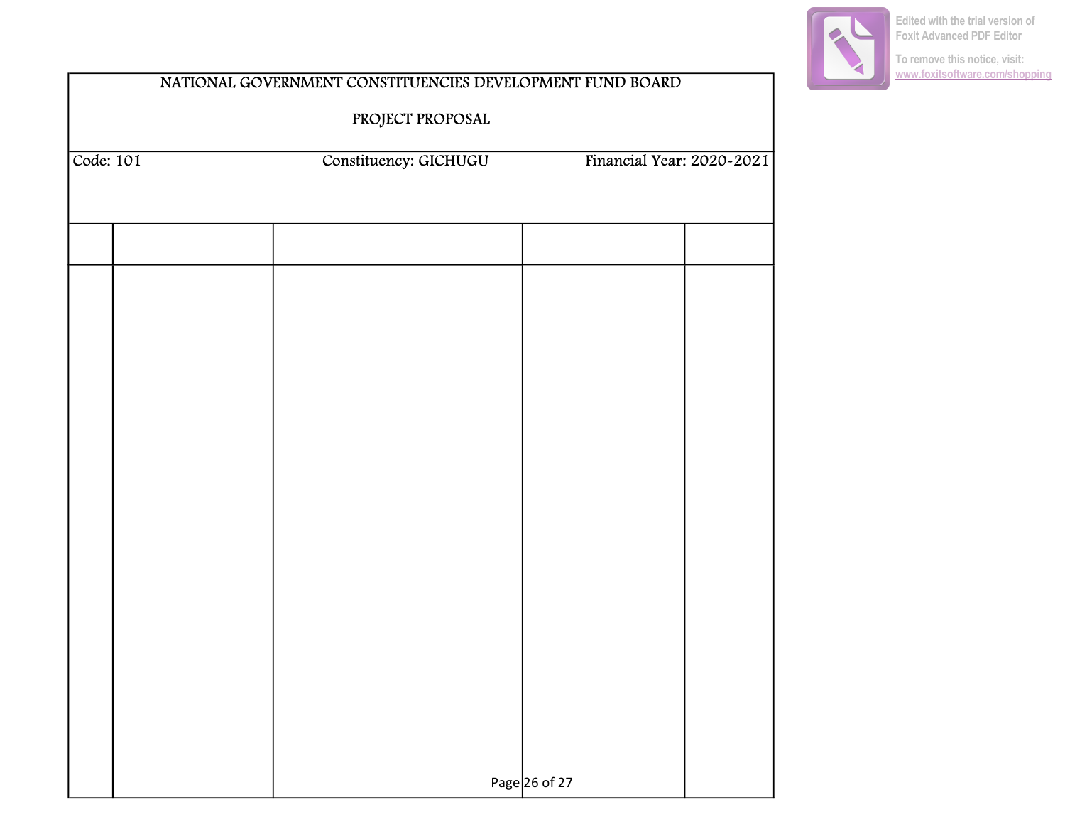NATIONAL GOVERNMENT CONSTITUENCIES DEVELOPMENT FUND BOARD

PROJECT PROPOSAL

Code: 101 Constituency: GICHUGU Financial Year: 2020-2021

| | | | | |
|---|---|---|---|---|
| | | | | |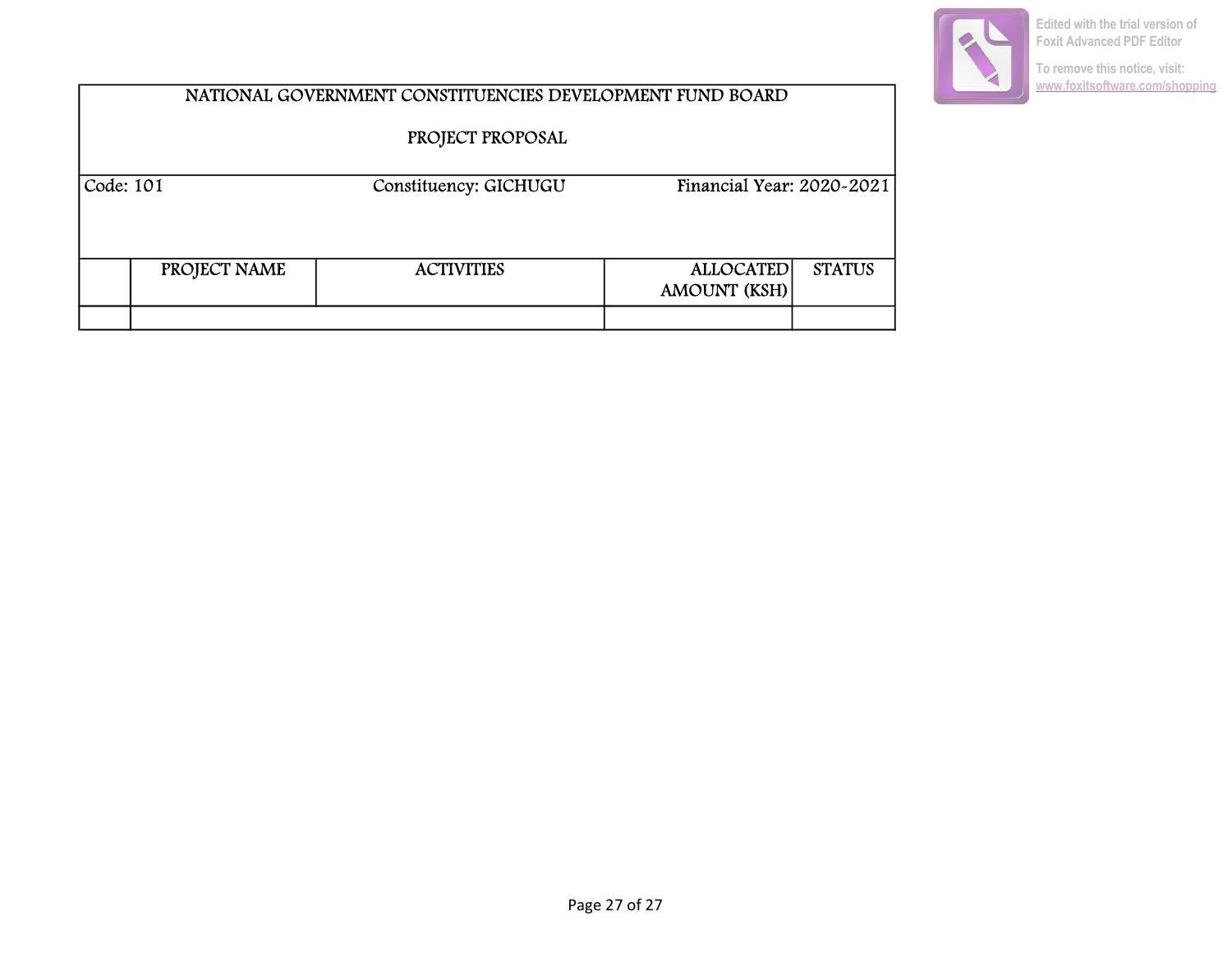NATIONAL GOVERNMENT CONSTITUENCIES DEVELOPMENT FUND BOARD

PROJECT PROPOSAL

| Code: 101 | Constituency: GICHUGU | Financial Year: 2020-2021 |
|---|---|---|

| | PROJECT NAME | ACTIVITIES | ALLOCATED AMOUNT (KSH) | STATUS |
|---|---|---|---|---|
| | | | | |